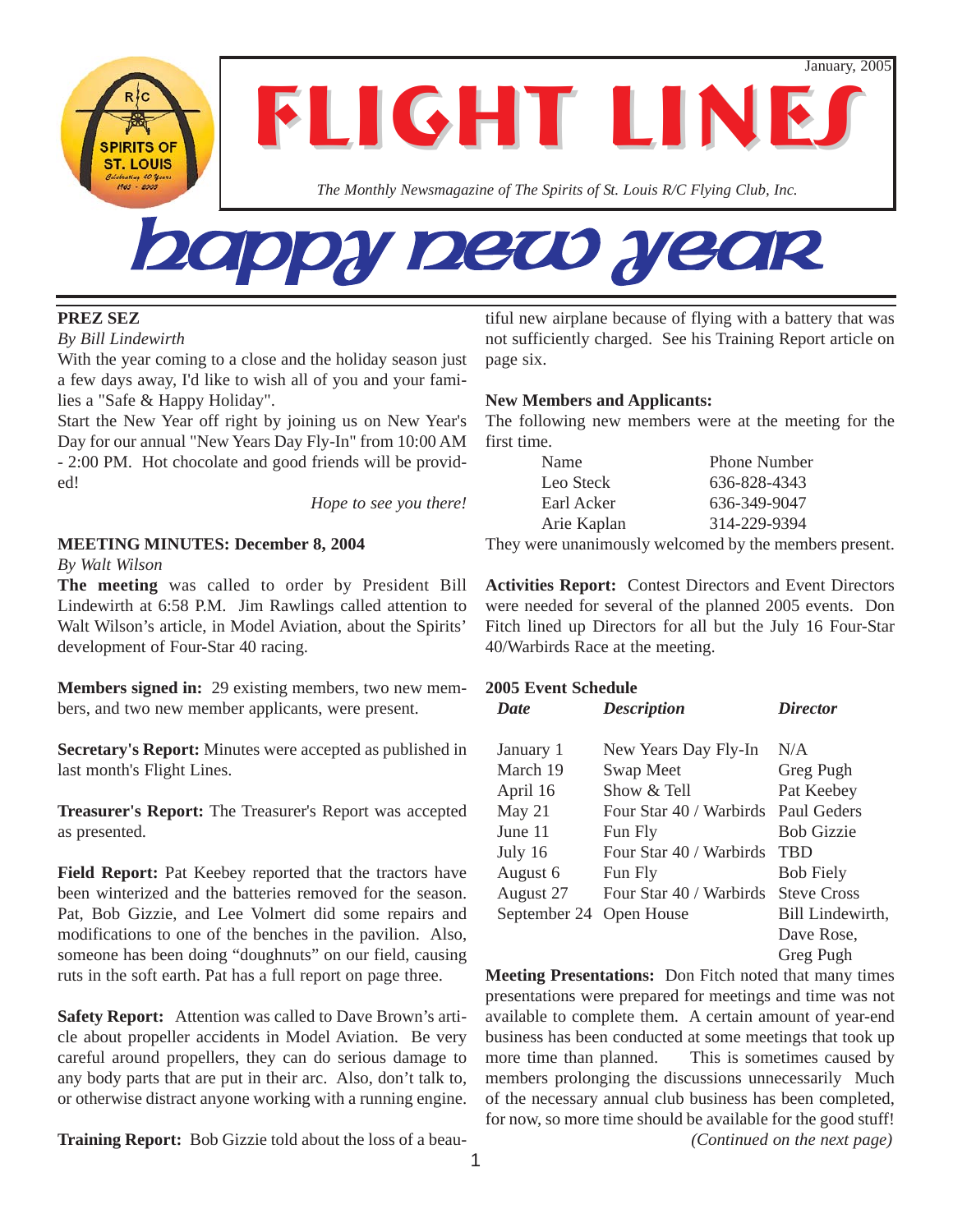January, 2005

# FLIGHT LINES

*The Monthly Newsmagazine of The Spirits of St. Louis R/C Flying Club, Inc.*

# happy new year

## PREZ SEZ

*By Bill Lindewirth*

With the year coming to a close and the holiday season just a few days away, I'd like to wish all of you and your families a "Safe & Happy Holiday".

Start the New Year off right by joining us on New Year's Day for our annual "New Years Day Fly-In" from 10:00 AM - 2:00 PM. Hot chocolate and good friends will be provided!

*Hope to see you there!*

## MEETING MINUTES: December 8, 2004

*By Walt Wilson*

**The meeting** was called to order by President Bill Lindewirth at 6:58 P.M. Jim Rawlings called attention to Walt Wilson's article, in Model Aviation, about the Spirits' development of Four-Star 40 racing.

**Members signed in:** 29 existing members, two new members, and two new member applicants, were present.

**Secretary's Report:** Minutes were accepted as published in last month's Flight Lines.

**Treasurer's Report:** The Treasurer's Report was accepted as presented.

**Field Report:** Pat Keebey reported that the tractors have been winterized and the batteries removed for the season. Pat, Bob Gizzie, and Lee Volmert did some repairs and modifications to one of the benches in the pavilion. Also, someone has been doing "doughnuts" on our field, causing ruts in the soft earth. Pat has a full report on page three.

**Safety Report:** Attention was called to Dave Brown's article about propeller accidents in Model Aviation. Be very careful around propellers, they can do serious damage to any body parts that are put in their arc. Also, don't talk to, or otherwise distract anyone working with a running engine.

**Training Report:** Bob Gizzie told about the loss of a beautiful new airplane because of flying with a battery that was not sufficiently charged. See his Training Report article on page six.

**New Members and Applicants:**

The following new members were at the meeting for the first time.

| Name | Phone Number |
|---|---|
| Leo Steck | 636-828-4343 |
| Earl Acker | 636-349-9047 |
| Arie Kaplan | 314-229-9394 |

They were unanimously welcomed by the members present.

**Activities Report:** Contest Directors and Event Directors were needed for several of the planned 2005 events. Don Fitch lined up Directors for all but the July 16 Four-Star 40/Warbirds Race at the meeting.

**2005 Event Schedule**

| *Date* | *Description* | *Director* |
|---|---|---|
| January 1 | New Years Day Fly-In | N/A |
| March 19 | Swap Meet | Greg Pugh |
| April 16 | Show & Tell | Pat Keebey |
| May 21 | Four Star 40 / Warbirds | Paul Geders |
| June 11 | Fun Fly | Bob Gizzie |
| July 16 | Four Star 40 / Warbirds | TBD |
| August 6 | Fun Fly | Bob Fiely |
| August 27 | Four Star 40 / Warbirds | Steve Cross |
| September 24 | Open House | Bill Lindewirth, Dave Rose, Greg Pugh |

**Meeting Presentations:** Don Fitch noted that many times presentations were prepared for meetings and time was not available to complete them. A certain amount of year-end business has been conducted at some meetings that took up more time than planned. This is sometimes caused by members prolonging the discussions unnecessarily Much of the necessary annual club business has been completed, for now, so more time should be available for the good stuff!

*(Continued on the next page)*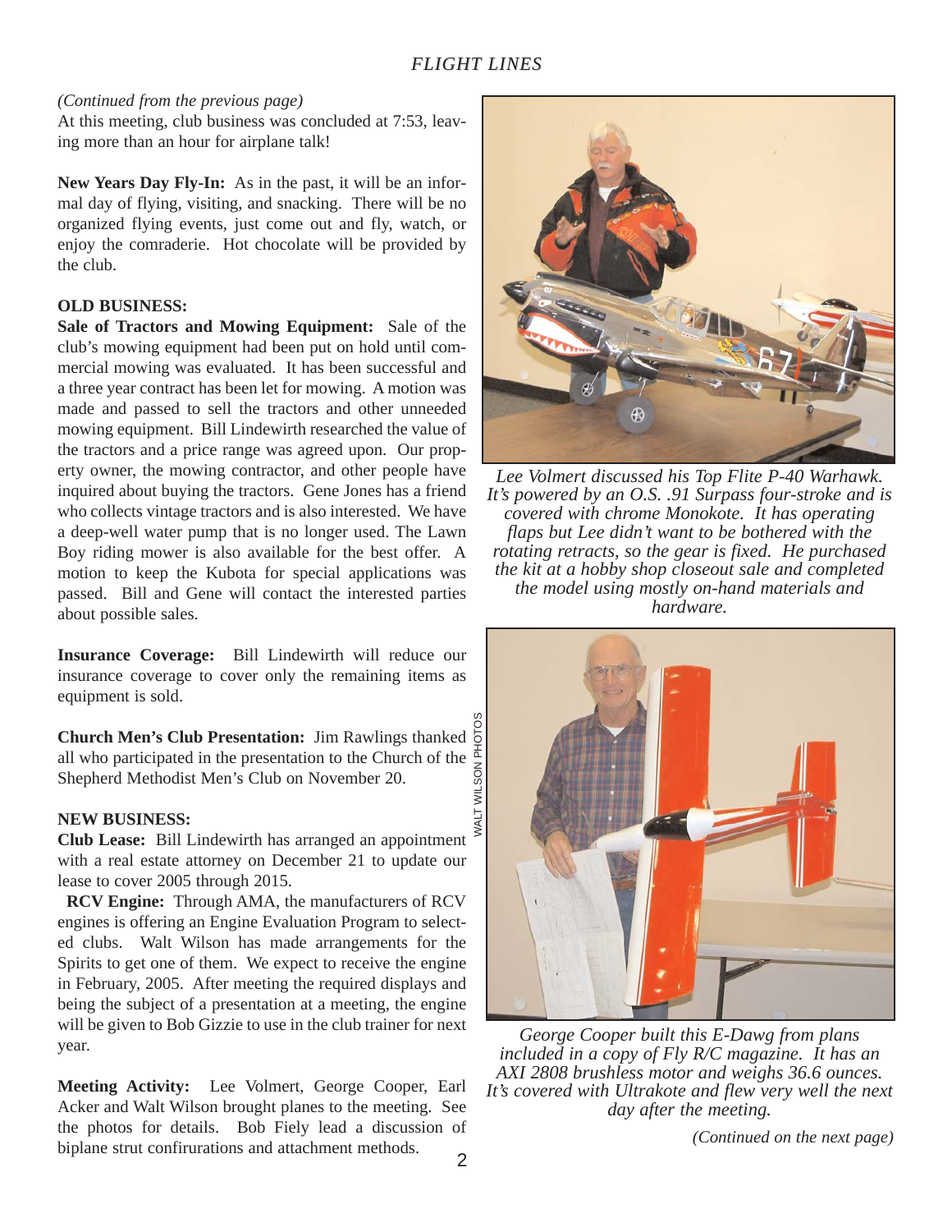*(Continued from the previous page)*

At this meeting, club business was concluded at 7:53, leaving more than an hour for airplane talk!

**New Years Day Fly-In:** As in the past, it will be an informal day of flying, visiting, and snacking. There will be no organized flying events, just come out and fly, watch, or enjoy the comraderie. Hot chocolate will be provided by the club.

**OLD BUSINESS:**

**Sale of Tractors and Mowing Equipment:** Sale of the club's mowing equipment had been put on hold until commercial mowing was evaluated. It has been successful and a three year contract has been let for mowing. A motion was made and passed to sell the tractors and other unneeded mowing equipment. Bill Lindewirth researched the value of the tractors and a price range was agreed upon. Our property owner, the mowing contractor, and other people have inquired about buying the tractors. Gene Jones has a friend who collects vintage tractors and is also interested. We have a deep-well water pump that is no longer used. The Lawn Boy riding mower is also available for the best offer. A motion to keep the Kubota for special applications was passed. Bill and Gene will contact the interested parties about possible sales.

**Insurance Coverage:** Bill Lindewirth will reduce our insurance coverage to cover only the remaining items as equipment is sold.

**Church Men's Club Presentation:** Jim Rawlings thanked all who participated in the presentation to the Church of the Shepherd Methodist Men's Club on November 20.

**NEW BUSINESS:**

**Club Lease:** Bill Lindewirth has arranged an appointment with a real estate attorney on December 21 to update our lease to cover 2005 through 2015.

**RCV Engine:** Through AMA, the manufacturers of RCV engines is offering an Engine Evaluation Program to selected clubs. Walt Wilson has made arrangements for the Spirits to get one of them. We expect to receive the engine in February, 2005. After meeting the required displays and being the subject of a presentation at a meeting, the engine will be given to Bob Gizzie to use in the club trainer for next year.

**Meeting Activity:** Lee Volmert, George Cooper, Earl Acker and Walt Wilson brought planes to the meeting. See the photos for details. Bob Fiely lead a discussion of biplane strut confirurations and attachment methods.

WALT WILSON PHOTOS

*Lee Volmert discussed his Top Flite P-40 Warhawk. It's powered by an O.S. .91 Surpass four-stroke and is covered with chrome Monokote. It has operating flaps but Lee didn't want to be bothered with the rotating retracts, so the gear is fixed. He purchased the kit at a hobby shop closeout sale and completed the model using mostly on-hand materials and hardware.*

*George Cooper built this E-Dawg from plans included in a copy of Fly R/C magazine. It has an AXI 2808 brushless motor and weighs 36.6 ounces. It's covered with Ultrakote and flew very well the next day after the meeting.*

*(Continued on the next page)*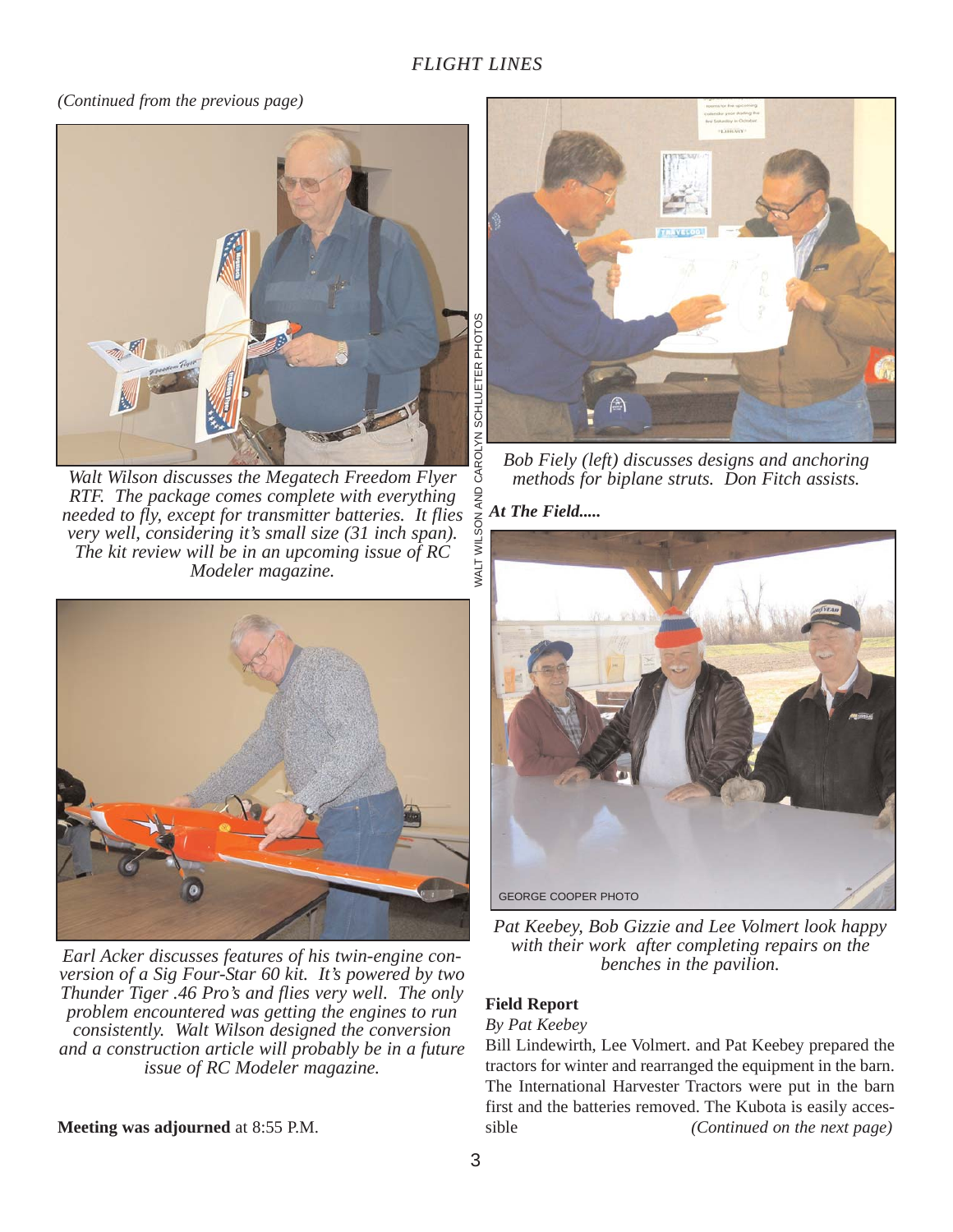*(Continued from the previous page)*

*Walt Wilson discusses the Megatech Freedom Flyer RTF. The package comes complete with everything needed to fly, except for transmitter batteries. It flies very well, considering it's small size (31 inch span). The kit review will be in an upcoming issue of RC Modeler magazine.*

*Earl Acker discusses features of his twin-engine conversion of a Sig Four-Star 60 kit. It's powered by two Thunder Tiger .46 Pro's and flies very well. The only problem encountered was getting the engines to run consistently. Walt Wilson designed the conversion and a construction article will probably be in a future issue of RC Modeler magazine.*

**Meeting was adjourned** at 8:55 P.M.

WALT WILSON AND CAROLYN SCHLUETER PHOTOS

*Bob Fiely (left) discusses designs and anchoring methods for biplane struts. Don Fitch assists.*

***At The Field.....***

GEORGE COOPER PHOTO

*Pat Keebey, Bob Gizzie and Lee Volmert look happy with their work after completing repairs on the benches in the pavilion.*

**Field Report**

*By Pat Keebey*

Bill Lindewirth, Lee Volmert. and Pat Keebey prepared the tractors for winter and rearranged the equipment in the barn. The International Harvester Tractors were put in the barn first and the batteries removed. The Kubota is easily accessible *(Continued on the next page)*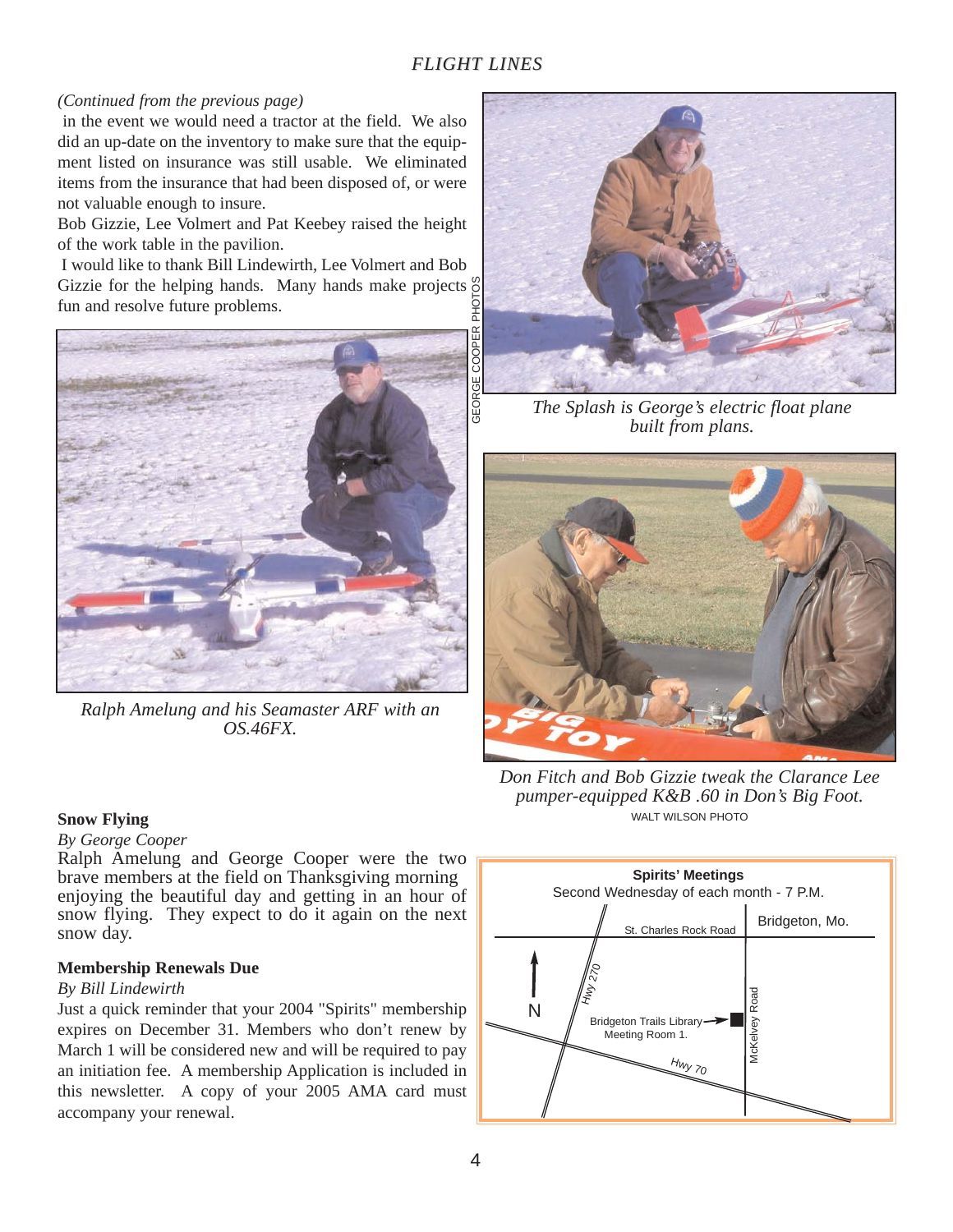*(Continued from the previous page)*

in the event we would need a tractor at the field. We also did an up-date on the inventory to make sure that the equipment listed on insurance was still usable. We eliminated items from the insurance that had been disposed of, or were not valuable enough to insure.

Bob Gizzie, Lee Volmert and Pat Keebey raised the height of the work table in the pavilion.

I would like to thank Bill Lindewirth, Lee Volmert and Bob Gizzie for the helping hands. Many hands make projects fun and resolve future problems.

GEORGE COOPER PHOTOS

*Ralph Amelung and his Seamaster ARF with an OS.46FX.*

*The Splash is George's electric float plane built from plans.*

*Don Fitch and Bob Gizzie tweak the Clarance Lee pumper-equipped K&B .60 in Don's Big Foot.*

WALT WILSON PHOTO

### Snow Flying

*By George Cooper*

Ralph Amelung and George Cooper were the two brave members at the field on Thanksgiving morning enjoying the beautiful day and getting in an hour of snow flying. They expect to do it again on the next snow day.

### Membership Renewals Due

*By Bill Lindewirth*

Just a quick reminder that your 2004 "Spirits" membership expires on December 31. Members who don't renew by March 1 will be considered new and will be required to pay an initiation fee. A membership Application is included in this newsletter. A copy of your 2005 AMA card must accompany your renewal.

**Spirits' Meetings**

Second Wednesday of each month - 7 P.M.

Bridgeton, Mo.

St. Charles Rock Road

Hwy 270

N

Bridgeton Trails Library Meeting Room 1.

McKelvey Road

Hwy 70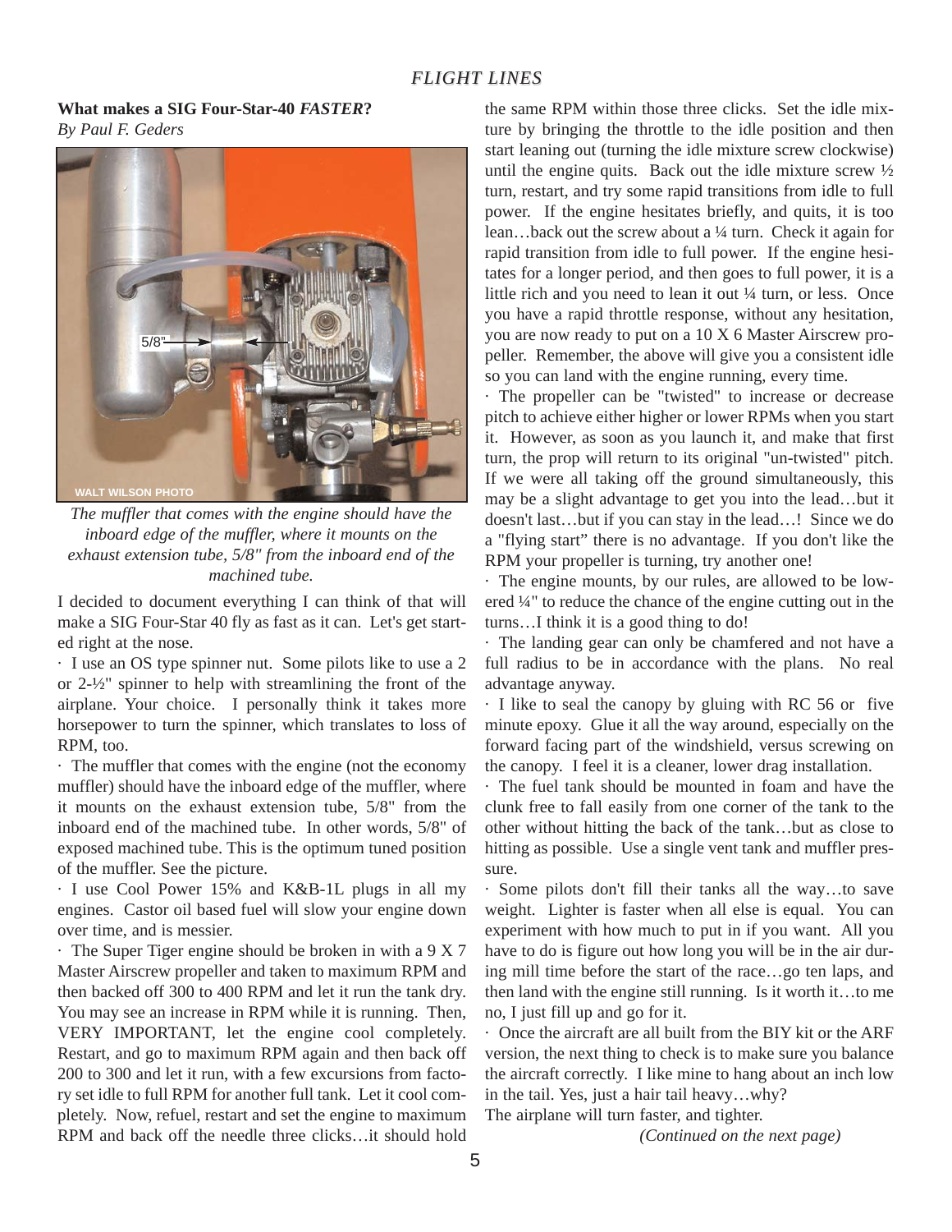## What makes a SIG Four-Star-40 *FASTER*?

*By Paul F. Geders*

*The muffler that comes with the engine should have the inboard edge of the muffler, where it mounts on the exhaust extension tube, 5/8" from the inboard end of the machined tube.*

I decided to document everything I can think of that will make a SIG Four-Star 40 fly as fast as it can. Let's get started right at the nose.

· I use an OS type spinner nut. Some pilots like to use a 2 or 2-½" spinner to help with streamlining the front of the airplane. Your choice. I personally think it takes more horsepower to turn the spinner, which translates to loss of RPM, too.

· The muffler that comes with the engine (not the economy muffler) should have the inboard edge of the muffler, where it mounts on the exhaust extension tube, 5/8" from the inboard end of the machined tube. In other words, 5/8" of exposed machined tube. This is the optimum tuned position of the muffler. See the picture.

· I use Cool Power 15% and K&B-1L plugs in all my engines. Castor oil based fuel will slow your engine down over time, and is messier.

· The Super Tiger engine should be broken in with a 9 X 7 Master Airscrew propeller and taken to maximum RPM and then backed off 300 to 400 RPM and let it run the tank dry. You may see an increase in RPM while it is running. Then, VERY IMPORTANT, let the engine cool completely. Restart, and go to maximum RPM again and then back off 200 to 300 and let it run, with a few excursions from factory set idle to full RPM for another full tank. Let it cool completely. Now, refuel, restart and set the engine to maximum RPM and back off the needle three clicks…it should hold the same RPM within those three clicks. Set the idle mixture by bringing the throttle to the idle position and then start leaning out (turning the idle mixture screw clockwise) until the engine quits. Back out the idle mixture screw ½ turn, restart, and try some rapid transitions from idle to full power. If the engine hesitates briefly, and quits, it is too lean…back out the screw about a ¼ turn. Check it again for rapid transition from idle to full power. If the engine hesitates for a longer period, and then goes to full power, it is a little rich and you need to lean it out ¼ turn, or less. Once you have a rapid throttle response, without any hesitation, you are now ready to put on a 10 X 6 Master Airscrew propeller. Remember, the above will give you a consistent idle so you can land with the engine running, every time.

· The propeller can be "twisted" to increase or decrease pitch to achieve either higher or lower RPMs when you start it. However, as soon as you launch it, and make that first turn, the prop will return to its original "un-twisted" pitch. If we were all taking off the ground simultaneously, this may be a slight advantage to get you into the lead…but it doesn't last…but if you can stay in the lead…! Since we do a "flying start" there is no advantage. If you don't like the RPM your propeller is turning, try another one!

· The engine mounts, by our rules, are allowed to be lowered ¼" to reduce the chance of the engine cutting out in the turns…I think it is a good thing to do!

· The landing gear can only be chamfered and not have a full radius to be in accordance with the plans. No real advantage anyway.

· I like to seal the canopy by gluing with RC 56 or five minute epoxy. Glue it all the way around, especially on the forward facing part of the windshield, versus screwing on the canopy. I feel it is a cleaner, lower drag installation.

· The fuel tank should be mounted in foam and have the clunk free to fall easily from one corner of the tank to the other without hitting the back of the tank…but as close to hitting as possible. Use a single vent tank and muffler pressure.

· Some pilots don't fill their tanks all the way…to save weight. Lighter is faster when all else is equal. You can experiment with how much to put in if you want. All you have to do is figure out how long you will be in the air during mill time before the start of the race…go ten laps, and then land with the engine still running. Is it worth it…to me no, I just fill up and go for it.

· Once the aircraft are all built from the BIY kit or the ARF version, the next thing to check is to make sure you balance the aircraft correctly. I like mine to hang about an inch low in the tail. Yes, just a hair tail heavy…why?

The airplane will turn faster, and tighter.

*(Continued on the next page)*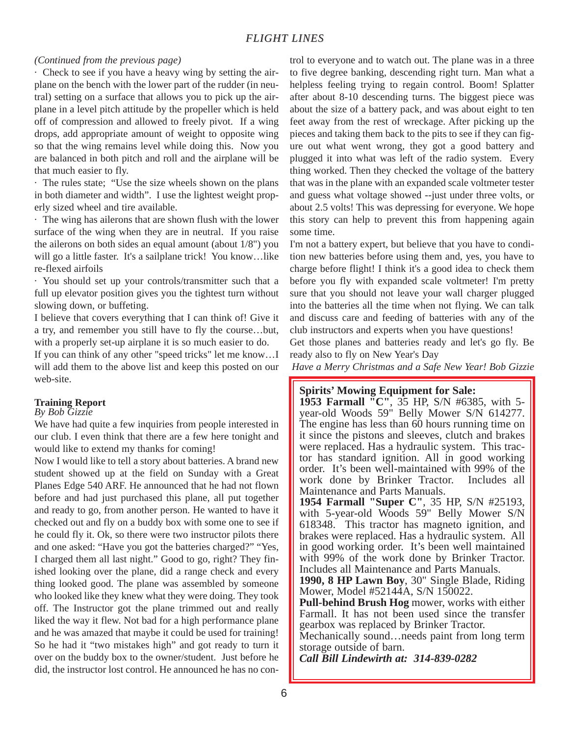*(Continued from the previous page)*

· Check to see if you have a heavy wing by setting the airplane on the bench with the lower part of the rudder (in neutral) setting on a surface that allows you to pick up the airplane in a level pitch attitude by the propeller which is held off of compression and allowed to freely pivot. If a wing drops, add appropriate amount of weight to opposite wing so that the wing remains level while doing this. Now you are balanced in both pitch and roll and the airplane will be that much easier to fly.

· The rules state; "Use the size wheels shown on the plans in both diameter and width". I use the lightest weight properly sized wheel and tire available.

· The wing has ailerons that are shown flush with the lower surface of the wing when they are in neutral. If you raise the ailerons on both sides an equal amount (about 1/8") you will go a little faster. It's a sailplane trick! You know…like re-flexed airfoils

· You should set up your controls/transmitter such that a full up elevator position gives you the tightest turn without slowing down, or buffeting.

I believe that covers everything that I can think of! Give it a try, and remember you still have to fly the course…but, with a properly set-up airplane it is so much easier to do.

If you can think of any other "speed tricks" let me know…I will add them to the above list and keep this posted on our web-site.

**Training Report**
*By Bob Gizzie*

We have had quite a few inquiries from people interested in our club. I even think that there are a few here tonight and would like to extend my thanks for coming!

Now I would like to tell a story about batteries. A brand new student showed up at the field on Sunday with a Great Planes Edge 540 ARF. He announced that he had not flown before and had just purchased this plane, all put together and ready to go, from another person. He wanted to have it checked out and fly on a buddy box with some one to see if he could fly it. Ok, so there were two instructor pilots there and one asked: "Have you got the batteries charged?" "Yes, I charged them all last night." Good to go, right? They finished looking over the plane, did a range check and every thing looked good. The plane was assembled by someone who looked like they knew what they were doing. They took off. The Instructor got the plane trimmed out and really liked the way it flew. Not bad for a high performance plane and he was amazed that maybe it could be used for training! So he had it "two mistakes high" and got ready to turn it over on the buddy box to the owner/student. Just before he did, the instructor lost control. He announced he has no control to everyone and to watch out. The plane was in a three to five degree banking, descending right turn. Man what a helpless feeling trying to regain control. Boom! Splatter after about 8-10 descending turns. The biggest piece was about the size of a battery pack, and was about eight to ten feet away from the rest of wreckage. After picking up the pieces and taking them back to the pits to see if they can figure out what went wrong, they got a good battery and plugged it into what was left of the radio system. Every thing worked. Then they checked the voltage of the battery that was in the plane with an expanded scale voltmeter tester and guess what voltage showed --just under three volts, or about 2.5 volts! This was depressing for everyone. We hope this story can help to prevent this from happening again some time.

I'm not a battery expert, but believe that you have to condition new batteries before using them and, yes, you have to charge before flight! I think it's a good idea to check them before you fly with expanded scale voltmeter! I'm pretty sure that you should not leave your wall charger plugged into the batteries all the time when not flying. We can talk and discuss care and feeding of batteries with any of the club instructors and experts when you have questions!

Get those planes and batteries ready and let's go fly. Be ready also to fly on New Year's Day

*Have a Merry Christmas and a Safe New Year! Bob Gizzie*

**Spirits' Mowing Equipment for Sale:**

**1953 Farmall "C"**, 35 HP, S/N #6385, with 5-year-old Woods 59" Belly Mower S/N 614277. The engine has less than 60 hours running time on it since the pistons and sleeves, clutch and brakes were replaced. Has a hydraulic system. This tractor has standard ignition. All in good working order. It's been well-maintained with 99% of the work done by Brinker Tractor. Includes all Maintenance and Parts Manuals.

**1954 Farmall "Super C"**, 35 HP, S/N #25193, with 5-year-old Woods 59" Belly Mower S/N 618348. This tractor has magneto ignition, and brakes were replaced. Has a hydraulic system. All in good working order. It's been well maintained with 99% of the work done by Brinker Tractor. Includes all Maintenance and Parts Manuals.

**1990, 8 HP Lawn Boy**, 30" Single Blade, Riding Mower, Model #52144A, S/N 150022.

**Pull-behind Brush Hog** mower, works with either Farmall. It has not been used since the transfer gearbox was replaced by Brinker Tractor.

Mechanically sound…needs paint from long term storage outside of barn.

***Call Bill Lindewirth at: 314-839-0282***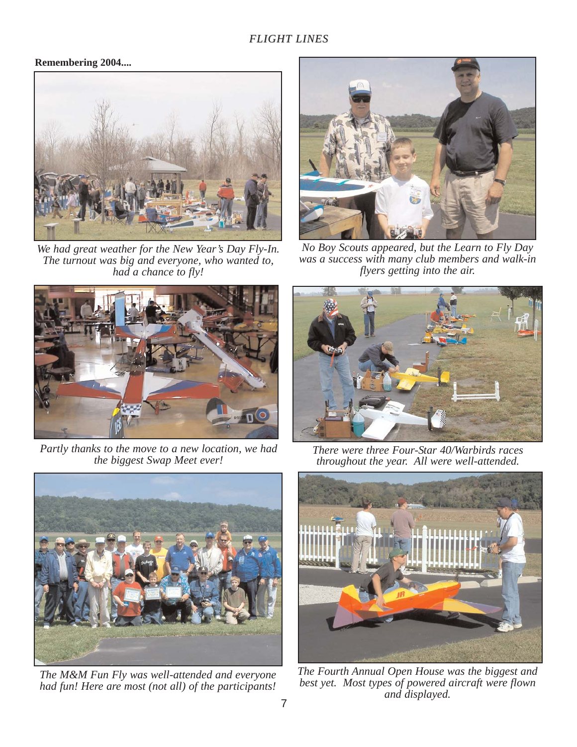**Remembering 2004....**

*We had great weather for the New Year's Day Fly-In. The turnout was big and everyone, who wanted to, had a chance to fly!*

*No Boy Scouts appeared, but the Learn to Fly Day was a success with many club members and walk-in flyers getting into the air.*

*Partly thanks to the move to a new location, we had the biggest Swap Meet ever!*

*There were three Four-Star 40/Warbirds races throughout the year. All were well-attended.*

*The M&M Fun Fly was well-attended and everyone had fun! Here are most (not all) of the participants!*

*The Fourth Annual Open House was the biggest and best yet. Most types of powered aircraft were flown and displayed.*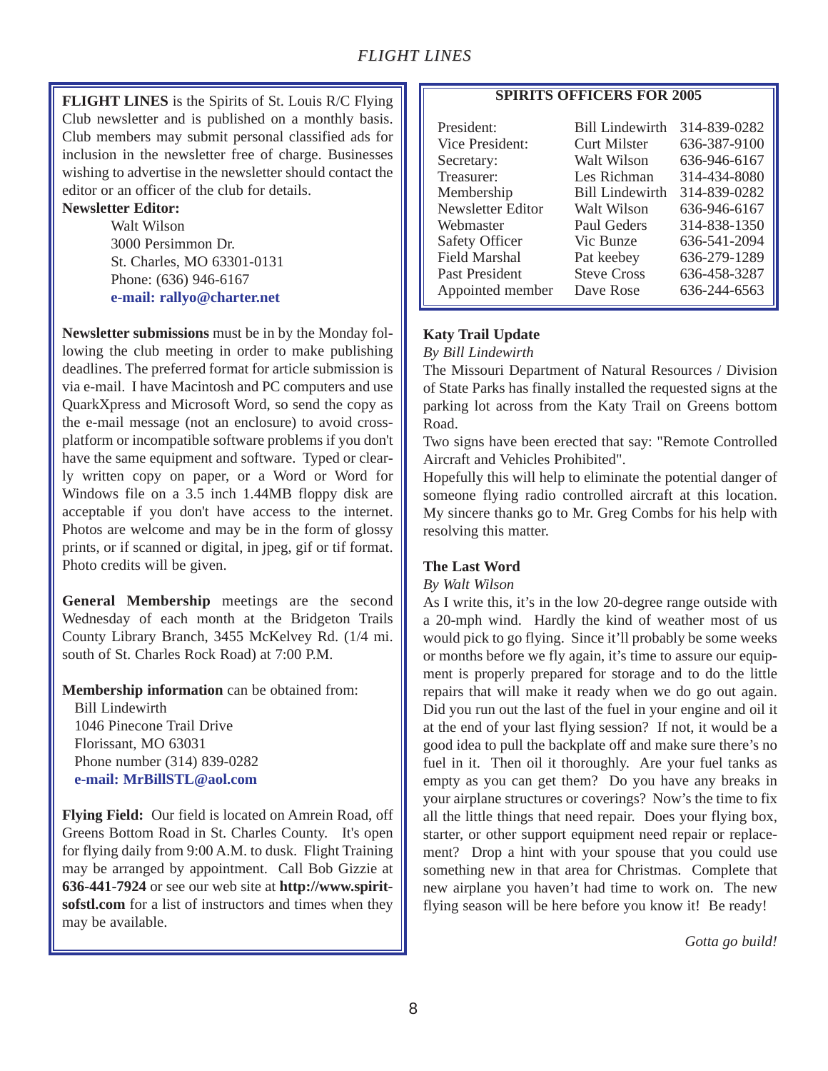**FLIGHT LINES** is the Spirits of St. Louis R/C Flying Club newsletter and is published on a monthly basis. Club members may submit personal classified ads for inclusion in the newsletter free of charge. Businesses wishing to advertise in the newsletter should contact the editor or an officer of the club for details.

**Newsletter Editor:**

Walt Wilson
3000 Persimmon Dr.
St. Charles, MO 63301-0131
Phone: (636) 946-6167
**e-mail: rallyo@charter.net**

**Newsletter submissions** must be in by the Monday following the club meeting in order to make publishing deadlines. The preferred format for article submission is via e-mail. I have Macintosh and PC computers and use QuarkXpress and Microsoft Word, so send the copy as the e-mail message (not an enclosure) to avoid cross-platform or incompatible software problems if you don't have the same equipment and software. Typed or clearly written copy on paper, or a Word or Word for Windows file on a 3.5 inch 1.44MB floppy disk are acceptable if you don't have access to the internet. Photos are welcome and may be in the form of glossy prints, or if scanned or digital, in jpeg, gif or tif format. Photo credits will be given.

**General Membership** meetings are the second Wednesday of each month at the Bridgeton Trails County Library Branch, 3455 McKelvey Rd. (1/4 mi. south of St. Charles Rock Road) at 7:00 P.M.

**Membership information** can be obtained from:

Bill Lindewirth
1046 Pinecone Trail Drive
Florissant, MO 63031
Phone number (314) 839-0282
**e-mail: MrBillSTL@aol.com**

**Flying Field:** Our field is located on Amrein Road, off Greens Bottom Road in St. Charles County. It's open for flying daily from 9:00 A.M. to dusk. Flight Training may be arranged by appointment. Call Bob Gizzie at **636-441-7924** or see our web site at **http://www.spiritsofstl.com** for a list of instructors and times when they may be available.

## SPIRITS OFFICERS FOR 2005

| | | |
|---|---|---|
| President: | Bill Lindewirth | 314-839-0282 |
| Vice President: | Curt Milster | 636-387-9100 |
| Secretary: | Walt Wilson | 636-946-6167 |
| Treasurer: | Les Richman | 314-434-8080 |
| Membership | Bill Lindewirth | 314-839-0282 |
| Newsletter Editor | Walt Wilson | 636-946-6167 |
| Webmaster | Paul Geders | 314-838-1350 |
| Safety Officer | Vic Bunze | 636-541-2094 |
| Field Marshal | Pat keebey | 636-279-1289 |
| Past President | Steve Cross | 636-458-3287 |
| Appointed member | Dave Rose | 636-244-6563 |

### Katy Trail Update

*By Bill Lindewirth*

The Missouri Department of Natural Resources / Division of State Parks has finally installed the requested signs at the parking lot across from the Katy Trail on Greens bottom Road.

Two signs have been erected that say: "Remote Controlled Aircraft and Vehicles Prohibited".

Hopefully this will help to eliminate the potential danger of someone flying radio controlled aircraft at this location. My sincere thanks go to Mr. Greg Combs for his help with resolving this matter.

### The Last Word

*By Walt Wilson*

As I write this, it's in the low 20-degree range outside with a 20-mph wind. Hardly the kind of weather most of us would pick to go flying. Since it'll probably be some weeks or months before we fly again, it's time to assure our equipment is properly prepared for storage and to do the little repairs that will make it ready when we do go out again. Did you run out the last of the fuel in your engine and oil it at the end of your last flying session? If not, it would be a good idea to pull the backplate off and make sure there's no fuel in it. Then oil it thoroughly. Are your fuel tanks as empty as you can get them? Do you have any breaks in your airplane structures or coverings? Now's the time to fix all the little things that need repair. Does your flying box, starter, or other support equipment need repair or replacement? Drop a hint with your spouse that you could use something new in that area for Christmas. Complete that new airplane you haven't had time to work on. The new flying season will be here before you know it! Be ready!

*Gotta go build!*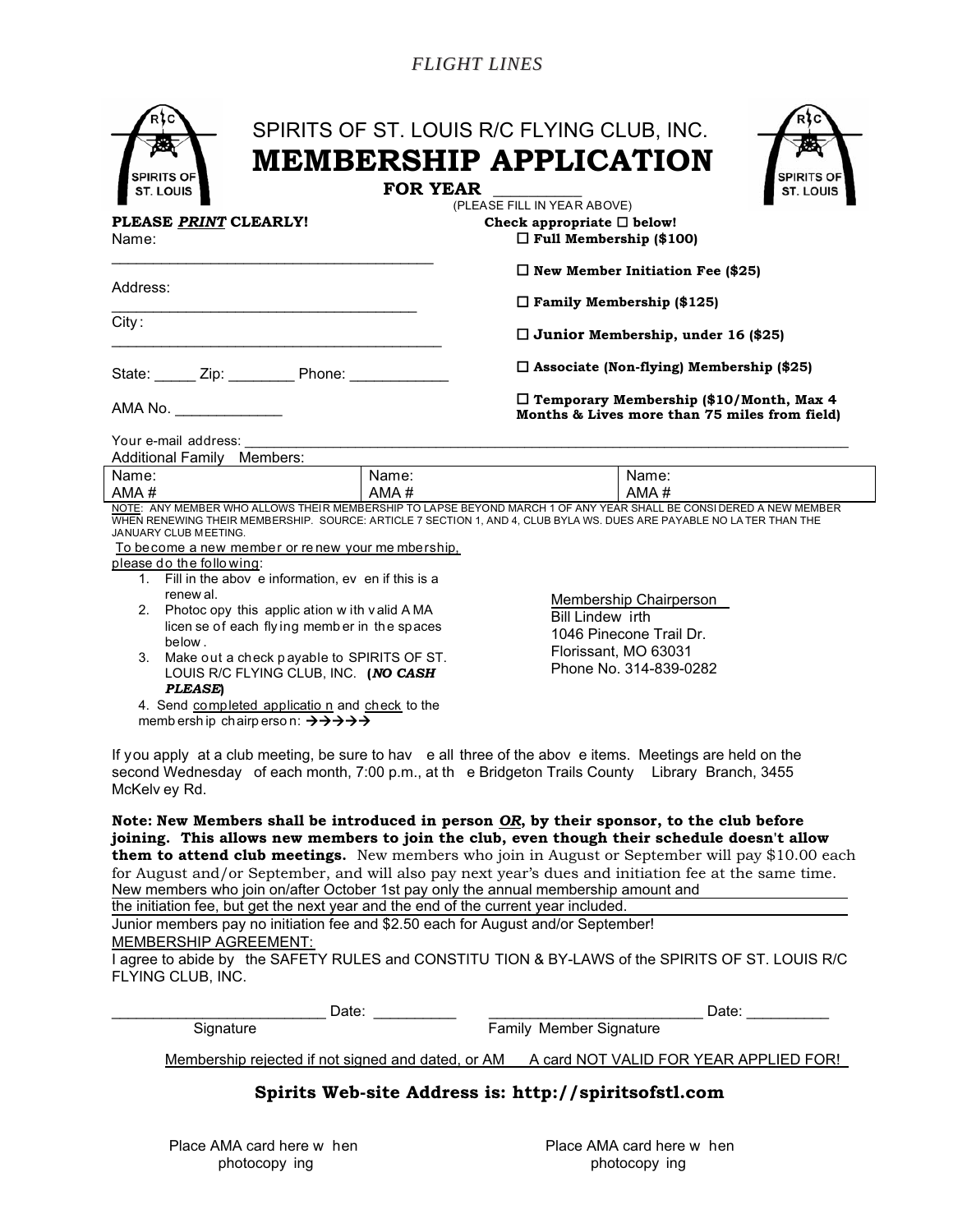# SPIRITS OF ST. LOUIS R/C FLYING CLUB, INC.

# MEMBERSHIP APPLICATION

**FOR YEAR** __________

(PLEASE FILL IN YEAR ABOVE)

**PLEASE *PRINT* CLEARLY!**

Name: ________________________________________

Address: ______________________________________

City: _________________________________________

State: _____ Zip: ________ Phone: ____________

AMA No. _____________

**Check appropriate ☐ below!**

☐ **Full Membership ($100)**

☐ **New Member Initiation Fee ($25)**

☐ **Family Membership ($125)**

☐ **Junior Membership, under 16 ($25)**

☐ **Associate (Non-flying) Membership ($25)**

☐ **Temporary Membership ($10/Month, Max 4 Months & Lives more than 75 miles from field)**

Your e-mail address: ____________________________________________

Additional Family Members:

| Name: | Name: | Name: |
|---|---|---|
| AMA # | AMA # | AMA # |

NOTE: ANY MEMBER WHO ALLOWS THEIR MEMBERSHIP TO LAPSE BEYOND MARCH 1 OF ANY YEAR SHALL BE CONSIDERED A NEW MEMBER WHEN RENEWING THEIR MEMBERSHIP. SOURCE: ARTICLE 7 SECTION 1, AND 4, CLUB BYLAWS. DUES ARE PAYABLE NO LATER THAN THE JANUARY CLUB MEETING.

To become a new member or renew your membership, please do the following:

1. Fill in the above information, even if this is a renewal.
2. Photocopy this application with valid AMA license of each flying member in the spaces below.
3. Make out a check payable to SPIRITS OF ST. LOUIS R/C FLYING CLUB, INC. (***NO CASH PLEASE***)
4. Send completed application and check to the membership chairperson: →→→→→

Membership Chairperson
Bill Lindewirth
1046 Pinecone Trail Dr.
Florissant, MO 63031
Phone No. 314-839-0282

If you apply at a club meeting, be sure to have all three of the above items. Meetings are held on the second Wednesday of each month, 7:00 p.m., at the Bridgeton Trails County Library Branch, 3455 McKelvey Rd.

**Note: New Members shall be introduced in person *OR*, by their sponsor, to the club before joining. This allows new members to join the club, even though their schedule doesn't allow them to attend club meetings.** New members who join in August or September will pay $10.00 each for August and/or September, and will also pay next year's dues and initiation fee at the same time. New members who join on/after October 1st pay only the annual membership amount and the initiation fee, but get the next year and the end of the current year included.

Junior members pay no initiation fee and $2.50 each for August and/or September!

MEMBERSHIP AGREEMENT:

I agree to abide by the SAFETY RULES and CONSTITUTION & BY-LAWS of the SPIRITS OF ST. LOUIS R/C FLYING CLUB, INC.

__________________________ Date: __________ __________________________ Date: __________

Signature Family Member Signature

Membership rejected if not signed and dated, or AMA card NOT VALID FOR YEAR APPLIED FOR!

**Spirits Web-site Address is: http://spiritsofstl.com**

Place AMA card here when photocopying

Place AMA card here when photocopying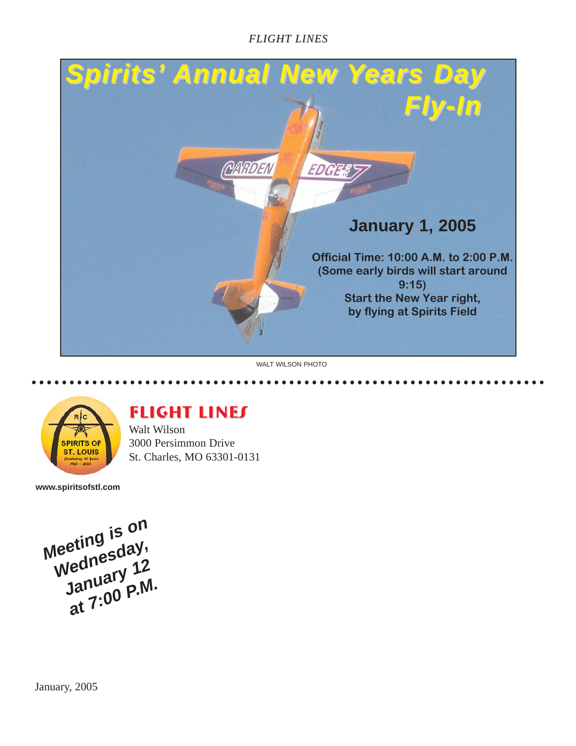# Spirits' Annual New Years Day Fly-In

## January 1, 2005

**Official Time: 10:00 A.M. to 2:00 P.M.**
**(Some early birds will start around 9:15)**
**Start the New Year right, by flying at Spirits Field**

WALT WILSON PHOTO

## FLIGHT LINES

Walt Wilson
3000 Persimmon Drive
St. Charles, MO 63301-0131

**www.spiritsofstl.com**

***Meeting is on Wednesday, January 12 at 7:00 P.M.***

January, 2005